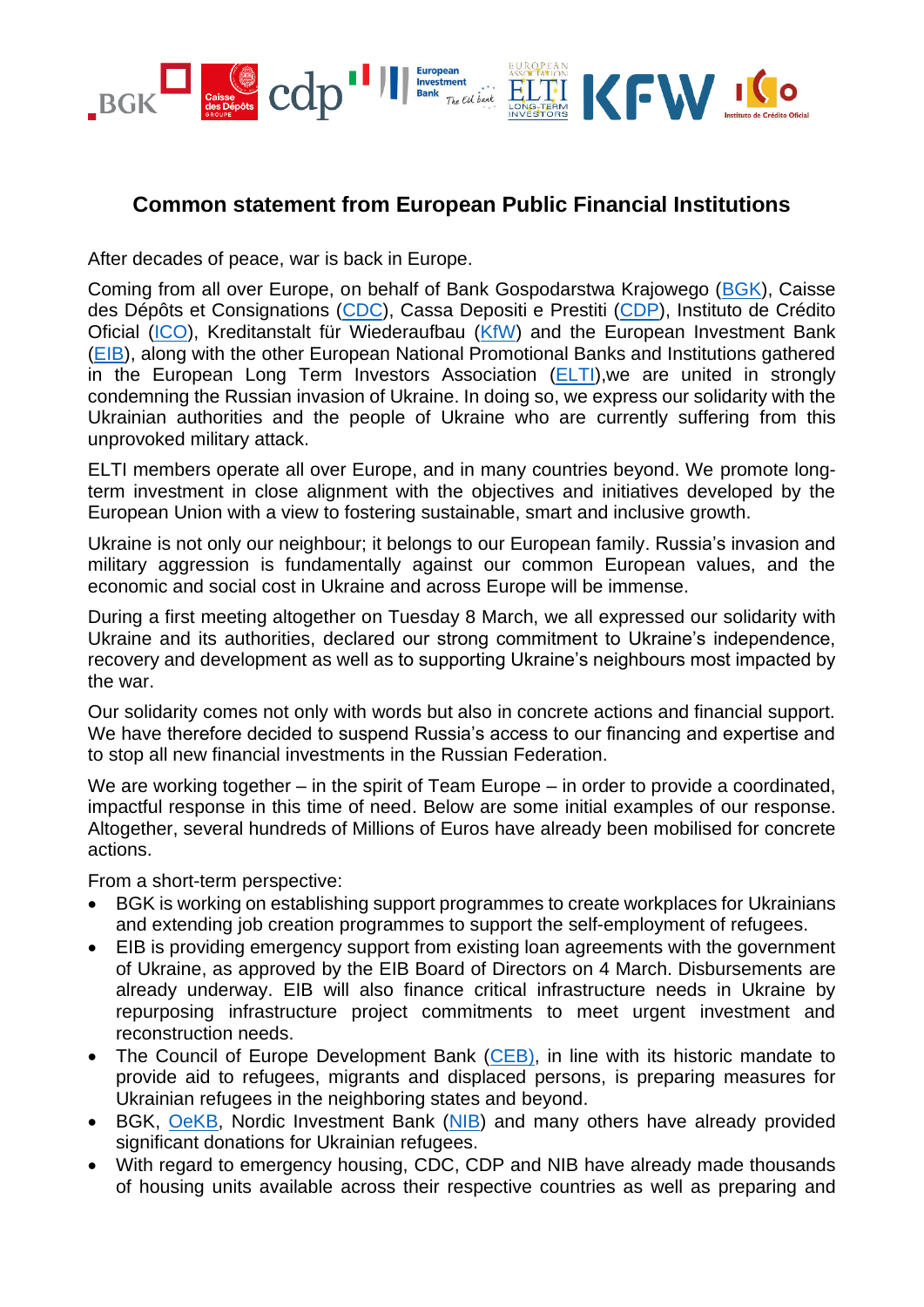## Common statement from European Public Financial Institutions

After decades of peace, war is back in Europe.

Coming from all over Europe, on behalf of Bank Gospodarstwa Krajowego (BGK), Caisse des Dépôts et Consignations (CDC), Cassa Depositi e Prestiti (CDP), Instituto de Crédito Oficial (ICO), Kreditanstalt für Wiederaufbau (KfW) and the European Investment Bank (EIB), along with the other European National Promotional Banks and Institutions gathered in the European Long Term Investors Association (ELTI),we are united in strongly condemning the Russian invasion of Ukraine. In doing so, we express our solidarity with the Ukrainian authorities and the people of Ukraine who are currently suffering from this unprovoked military attack.

ELTI members operate all over Europe, and in many countries beyond. We promote long-term investment in close alignment with the objectives and initiatives developed by the European Union with a view to fostering sustainable, smart and inclusive growth.

Ukraine is not only our neighbour; it belongs to our European family. Russia's invasion and military aggression is fundamentally against our common European values, and the economic and social cost in Ukraine and across Europe will be immense.

During a first meeting altogether on Tuesday 8 March, we all expressed our solidarity with Ukraine and its authorities, declared our strong commitment to Ukraine's independence, recovery and development as well as to supporting Ukraine's neighbours most impacted by the war.

Our solidarity comes not only with words but also in concrete actions and financial support. We have therefore decided to suspend Russia's access to our financing and expertise and to stop all new financial investments in the Russian Federation.

We are working together – in the spirit of Team Europe – in order to provide a coordinated, impactful response in this time of need. Below are some initial examples of our response. Altogether, several hundreds of Millions of Euros have already been mobilised for concrete actions.

From a short-term perspective:

- BGK is working on establishing support programmes to create workplaces for Ukrainians and extending job creation programmes to support the self-employment of refugees.
- EIB is providing emergency support from existing loan agreements with the government of Ukraine, as approved by the EIB Board of Directors on 4 March. Disbursements are already underway. EIB will also finance critical infrastructure needs in Ukraine by repurposing infrastructure project commitments to meet urgent investment and reconstruction needs.
- The Council of Europe Development Bank (CEB), in line with its historic mandate to provide aid to refugees, migrants and displaced persons, is preparing measures for Ukrainian refugees in the neighboring states and beyond.
- BGK, OeKB, Nordic Investment Bank (NIB) and many others have already provided significant donations for Ukrainian refugees.
- With regard to emergency housing, CDC, CDP and NIB have already made thousands of housing units available across their respective countries as well as preparing and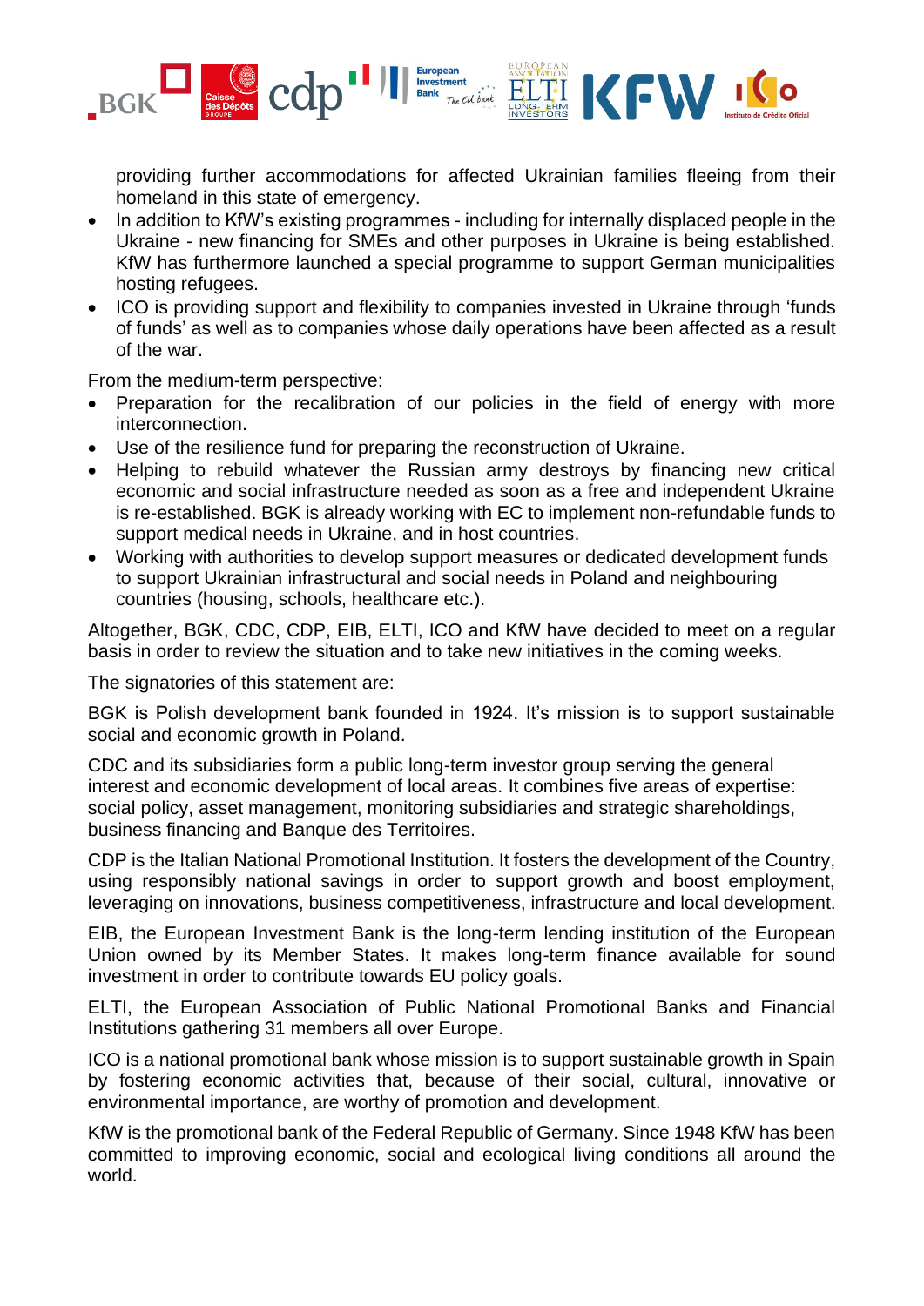providing further accommodations for affected Ukrainian families fleeing from their homeland in this state of emergency.

- In addition to KfW's existing programmes - including for internally displaced people in the Ukraine - new financing for SMEs and other purposes in Ukraine is being established. KfW has furthermore launched a special programme to support German municipalities hosting refugees.
- ICO is providing support and flexibility to companies invested in Ukraine through 'funds of funds' as well as to companies whose daily operations have been affected as a result of the war.

From the medium-term perspective:

- Preparation for the recalibration of our policies in the field of energy with more interconnection.
- Use of the resilience fund for preparing the reconstruction of Ukraine.
- Helping to rebuild whatever the Russian army destroys by financing new critical economic and social infrastructure needed as soon as a free and independent Ukraine is re-established. BGK is already working with EC to implement non-refundable funds to support medical needs in Ukraine, and in host countries.
- Working with authorities to develop support measures or dedicated development funds to support Ukrainian infrastructural and social needs in Poland and neighbouring countries (housing, schools, healthcare etc.).

Altogether, BGK, CDC, CDP, EIB, ELTI, ICO and KfW have decided to meet on a regular basis in order to review the situation and to take new initiatives in the coming weeks.

The signatories of this statement are:

BGK is Polish development bank founded in 1924. It's mission is to support sustainable social and economic growth in Poland.

CDC and its subsidiaries form a public long-term investor group serving the general interest and economic development of local areas. It combines five areas of expertise: social policy, asset management, monitoring subsidiaries and strategic shareholdings, business financing and Banque des Territoires.

CDP is the Italian National Promotional Institution. It fosters the development of the Country, using responsibly national savings in order to support growth and boost employment, leveraging on innovations, business competitiveness, infrastructure and local development.

EIB, the European Investment Bank is the long-term lending institution of the European Union owned by its Member States. It makes long-term finance available for sound investment in order to contribute towards EU policy goals.

ELTI, the European Association of Public National Promotional Banks and Financial Institutions gathering 31 members all over Europe.

ICO is a national promotional bank whose mission is to support sustainable growth in Spain by fostering economic activities that, because of their social, cultural, innovative or environmental importance, are worthy of promotion and development.

KfW is the promotional bank of the Federal Republic of Germany. Since 1948 KfW has been committed to improving economic, social and ecological living conditions all around the world.